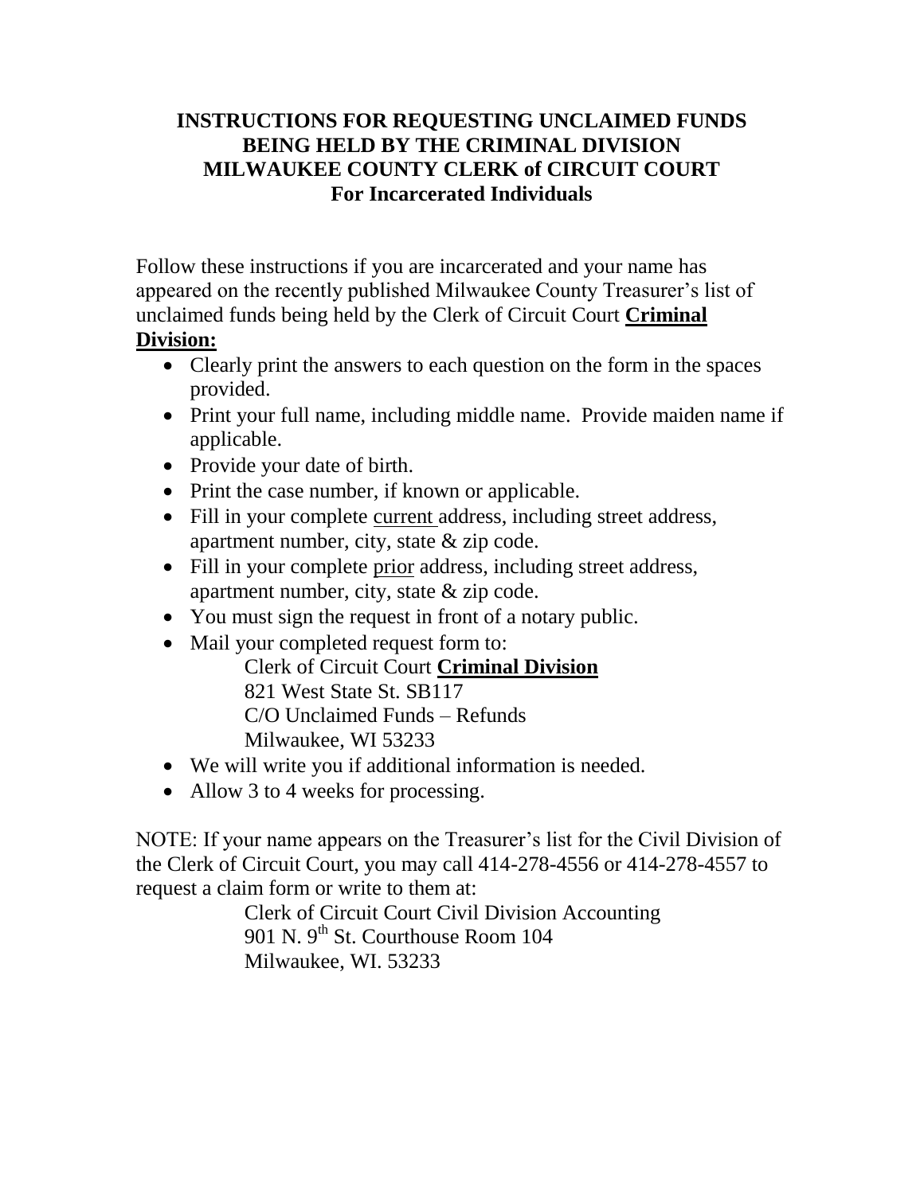# INSTRUCTIONS FOR REQUESTING UNCLAIMED FUNDS BEING HELD BY THE CRIMINAL DIVISION MILWAUKEE COUNTY CLERK of CIRCUIT COURT For Incarcerated Individuals

Follow these instructions if you are incarcerated and your name has appeared on the recently published Milwaukee County Treasurer's list of unclaimed funds being held by the Clerk of Circuit Court **Criminal Division:**

- Clearly print the answers to each question on the form in the spaces provided.
- Print your full name, including middle name. Provide maiden name if applicable.
- Provide your date of birth.
- Print the case number, if known or applicable.
- Fill in your complete current address, including street address, apartment number, city, state & zip code.
- Fill in your complete prior address, including street address, apartment number, city, state & zip code.
- You must sign the request in front of a notary public.
- Mail your completed request form to:

  Clerk of Circuit Court **Criminal Division**
  821 West State St. SB117
  C/O Unclaimed Funds – Refunds
  Milwaukee, WI 53233

- We will write you if additional information is needed.
- Allow 3 to 4 weeks for processing.

NOTE: If your name appears on the Treasurer's list for the Civil Division of the Clerk of Circuit Court, you may call 414-278-4556 or 414-278-4557 to request a claim form or write to them at:

Clerk of Circuit Court Civil Division Accounting
901 N. 9th St. Courthouse Room 104
Milwaukee, WI. 53233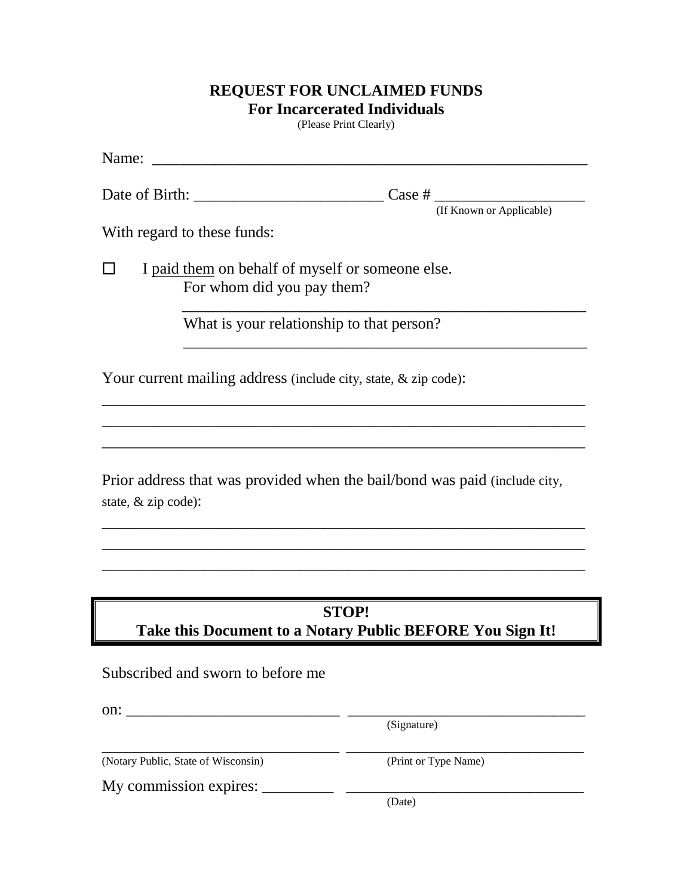# REQUEST FOR UNCLAIMED FUNDS

## For Incarcerated Individuals

(Please Print Clearly)

Name: _______________________________________________________

Date of Birth: ________________________ Case # ___________________
(If Known or Applicable)

With regard to these funds:

☐ I <u>paid them</u> on behalf of myself or someone else.
For whom did you pay them?
_____________________________________________________
What is your relationship to that person?
_____________________________________________________

Your current mailing address (include city, state, & zip code):

______________________________________________________________
______________________________________________________________
______________________________________________________________

Prior address that was provided when the bail/bond was paid (include city, state, & zip code):

______________________________________________________________
______________________________________________________________
______________________________________________________________

**STOP!**
**Take this Document to a Notary Public BEFORE You Sign It!**

Subscribed and sworn to before me

on: ___________________________ ______________________________
(Signature)

______________________________ ______________________________
(Notary Public, State of Wisconsin) (Print or Type Name)

My commission expires: _________ ______________________________
(Date)